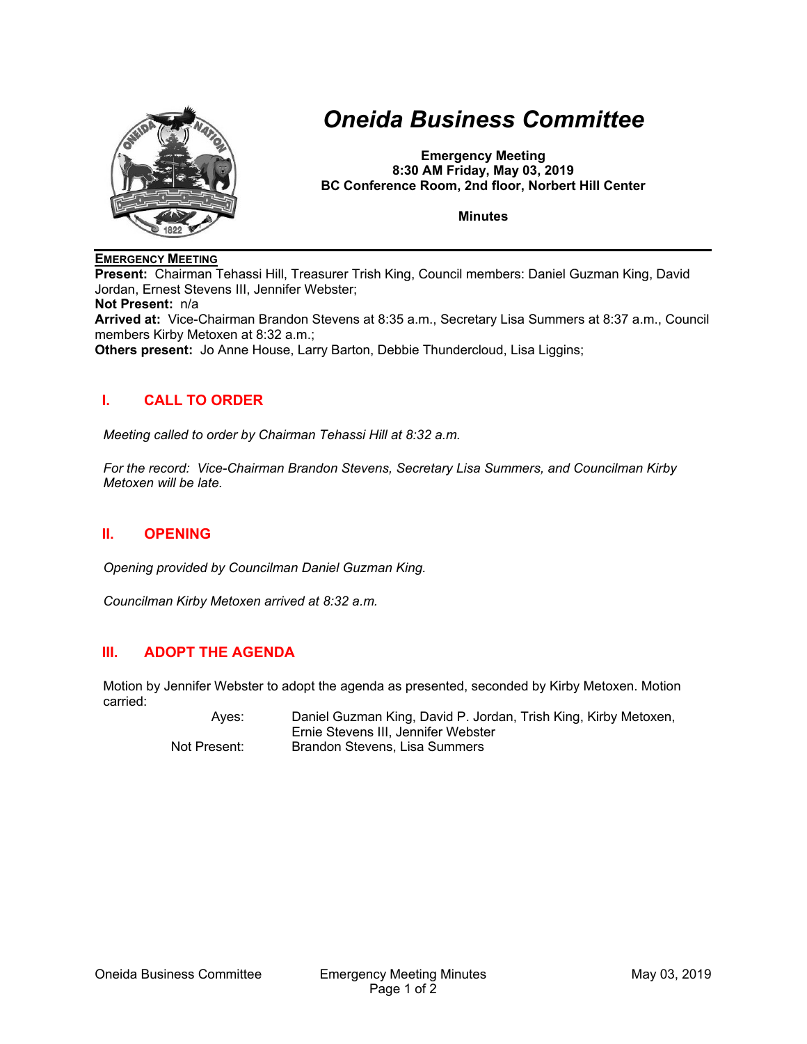# Oneida Business Committee

**Emergency Meeting**
**8:30 AM Friday, May 03, 2019**
**BC Conference Room, 2nd floor, Norbert Hill Center**

**Minutes**

**EMERGENCY MEETING**

**Present:** Chairman Tehassi Hill, Treasurer Trish King, Council members: Daniel Guzman King, David Jordan, Ernest Stevens III, Jennifer Webster;
**Not Present:** n/a
**Arrived at:** Vice-Chairman Brandon Stevens at 8:35 a.m., Secretary Lisa Summers at 8:37 a.m., Council members Kirby Metoxen at 8:32 a.m.;
**Others present:** Jo Anne House, Larry Barton, Debbie Thundercloud, Lisa Liggins;

## I. CALL TO ORDER

*Meeting called to order by Chairman Tehassi Hill at 8:32 a.m.*

*For the record: Vice-Chairman Brandon Stevens, Secretary Lisa Summers, and Councilman Kirby Metoxen will be late.*

## II. OPENING

*Opening provided by Councilman Daniel Guzman King.*

*Councilman Kirby Metoxen arrived at 8:32 a.m.*

## III. ADOPT THE AGENDA

Motion by Jennifer Webster to adopt the agenda as presented, seconded by Kirby Metoxen. Motion carried:

| | |
|---|---|
| Ayes: | Daniel Guzman King, David P. Jordan, Trish King, Kirby Metoxen, Ernie Stevens III, Jennifer Webster |
| Not Present: | Brandon Stevens, Lisa Summers |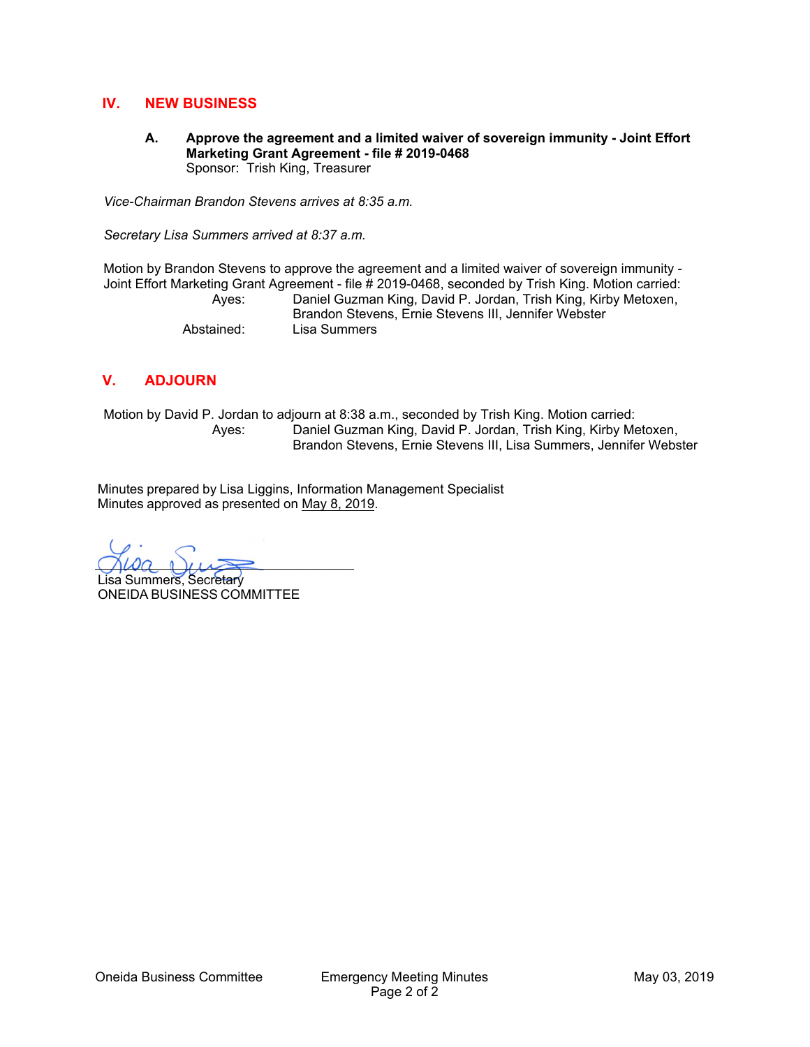## IV. NEW BUSINESS

**A. Approve the agreement and a limited waiver of sovereign immunity - Joint Effort Marketing Grant Agreement - file # 2019-0468**
Sponsor: Trish King, Treasurer

*Vice-Chairman Brandon Stevens arrives at 8:35 a.m.*

*Secretary Lisa Summers arrived at 8:37 a.m.*

Motion by Brandon Stevens to approve the agreement and a limited waiver of sovereign immunity - Joint Effort Marketing Grant Agreement - file # 2019-0468, seconded by Trish King. Motion carried:

Ayes: Daniel Guzman King, David P. Jordan, Trish King, Kirby Metoxen, Brandon Stevens, Ernie Stevens III, Jennifer Webster

Abstained: Lisa Summers

## V. ADJOURN

Motion by David P. Jordan to adjourn at 8:38 a.m., seconded by Trish King. Motion carried:

Ayes: Daniel Guzman King, David P. Jordan, Trish King, Kirby Metoxen, Brandon Stevens, Ernie Stevens III, Lisa Summers, Jennifer Webster

Minutes prepared by Lisa Liggins, Information Management Specialist
Minutes approved as presented on May 8, 2019.

Lisa Summers, Secretary
ONEIDA BUSINESS COMMITTEE